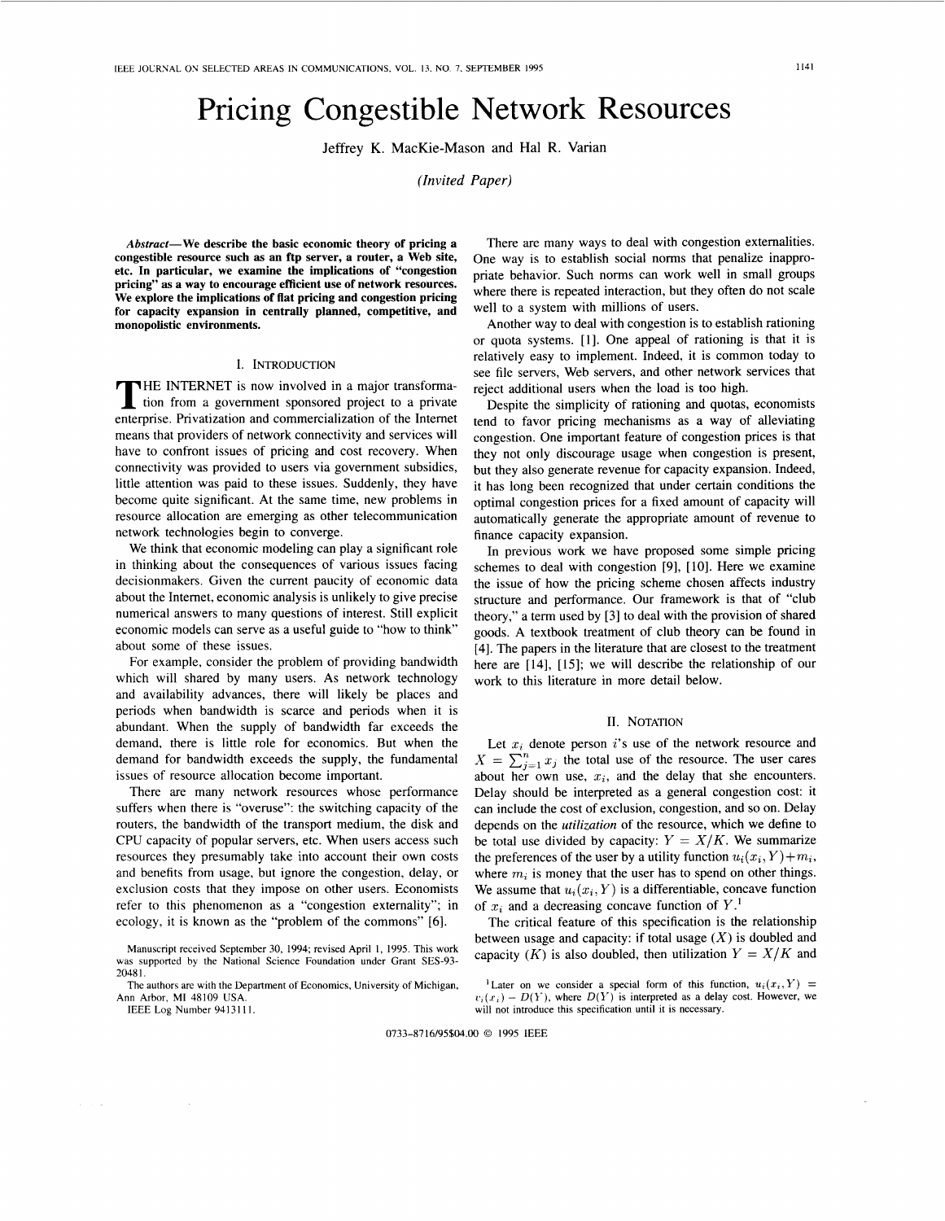# Pricing Congestible Network Resources

Jeffrey K. MacKie-Mason and Hal R. Varian

*(Invited Paper)*

***Abstract*—We describe the basic economic theory of pricing a congestible resource such as an ftp server, a router, a Web site, etc. In particular, we examine the implications of "congestion pricing" as a way to encourage efficient use of network resources. We explore the implications of flat pricing and congestion pricing for capacity expansion in centrally planned, competitive, and monopolistic environments.**

## I. Introduction

The INTERNET is now involved in a major transformation from a government sponsored project to a private enterprise. Privatization and commercialization of the Internet means that providers of network connectivity and services will have to confront issues of pricing and cost recovery. When connectivity was provided to users via government subsidies, little attention was paid to these issues. Suddenly, they have become quite significant. At the same time, new problems in resource allocation are emerging as other telecommunication network technologies begin to converge.

We think that economic modeling can play a significant role in thinking about the consequences of various issues facing decisionmakers. Given the current paucity of economic data about the Internet, economic analysis is unlikely to give precise numerical answers to many questions of interest. Still explicit economic models can serve as a useful guide to "how to think" about some of these issues.

For example, consider the problem of providing bandwidth which will shared by many users. As network technology and availability advances, there will likely be places and periods when bandwidth is scarce and periods when it is abundant. When the supply of bandwidth far exceeds the demand, there is little role for economics. But when the demand for bandwidth exceeds the supply, the fundamental issues of resource allocation become important.

There are many network resources whose performance suffers when there is "overuse": the switching capacity of the routers, the bandwidth of the transport medium, the disk and CPU capacity of popular servers, etc. When users access such resources they presumably take into account their own costs and benefits from usage, but ignore the congestion, delay, or exclusion costs that they impose on other users. Economists refer to this phenomenon as a "congestion externality"; in ecology, it is known as the "problem of the commons" [6].

There are many ways to deal with congestion externalities. One way is to establish social norms that penalize inappropriate behavior. Such norms can work well in small groups where there is repeated interaction, but they often do not scale well to a system with millions of users.

Another way to deal with congestion is to establish rationing or quota systems. [1]. One appeal of rationing is that it is relatively easy to implement. Indeed, it is common today to see file servers, Web servers, and other network services that reject additional users when the load is too high.

Despite the simplicity of rationing and quotas, economists tend to favor pricing mechanisms as a way of alleviating congestion. One important feature of congestion prices is that they not only discourage usage when congestion is present, but they also generate revenue for capacity expansion. Indeed, it has long been recognized that under certain conditions the optimal congestion prices for a fixed amount of capacity will automatically generate the appropriate amount of revenue to finance capacity expansion.

In previous work we have proposed some simple pricing schemes to deal with congestion [9], [10]. Here we examine the issue of how the pricing scheme chosen affects industry structure and performance. Our framework is that of "club theory," a term used by [3] to deal with the provision of shared goods. A textbook treatment of club theory can be found in [4]. The papers in the literature that are closest to the treatment here are [14], [15]; we will describe the relationship of our work to this literature in more detail below.

## II. Notation

Let $x_i$ denote person $i$'s use of the network resource and $X = \sum_{j=1}^{n} x_j$ the total use of the resource. The user cares about her own use, $x_i$, and the delay that she encounters. Delay should be interpreted as a general congestion cost: it can include the cost of exclusion, congestion, and so on. Delay depends on the *utilization* of the resource, which we define to be total use divided by capacity: $Y = X/K$. We summarize the preferences of the user by a utility function $u_i(x_i, Y) + m_i$, where $m_i$ is money that the user has to spend on other things. We assume that $u_i(x_i, Y)$ is a differentiable, concave function of $x_i$ and a decreasing concave function of $Y$.[1]

The critical feature of this specification is the relationship between usage and capacity: if total usage ($X$) is doubled and capacity ($K$) is also doubled, then utilization $Y = X/K$ and

Manuscript received September 30, 1994; revised April 1, 1995. This work was supported by the National Science Foundation under Grant SES-93-20481.

The authors are with the Department of Economics, University of Michigan, Ann Arbor, MI 48109 USA.

IEEE Log Number 9413111.

[1] Later on we consider a special form of this function, $u_i(x_i, Y) = v_i(x_i) - D(Y)$, where $D(Y)$ is interpreted as a delay cost. However, we will not introduce this specification until it is necessary.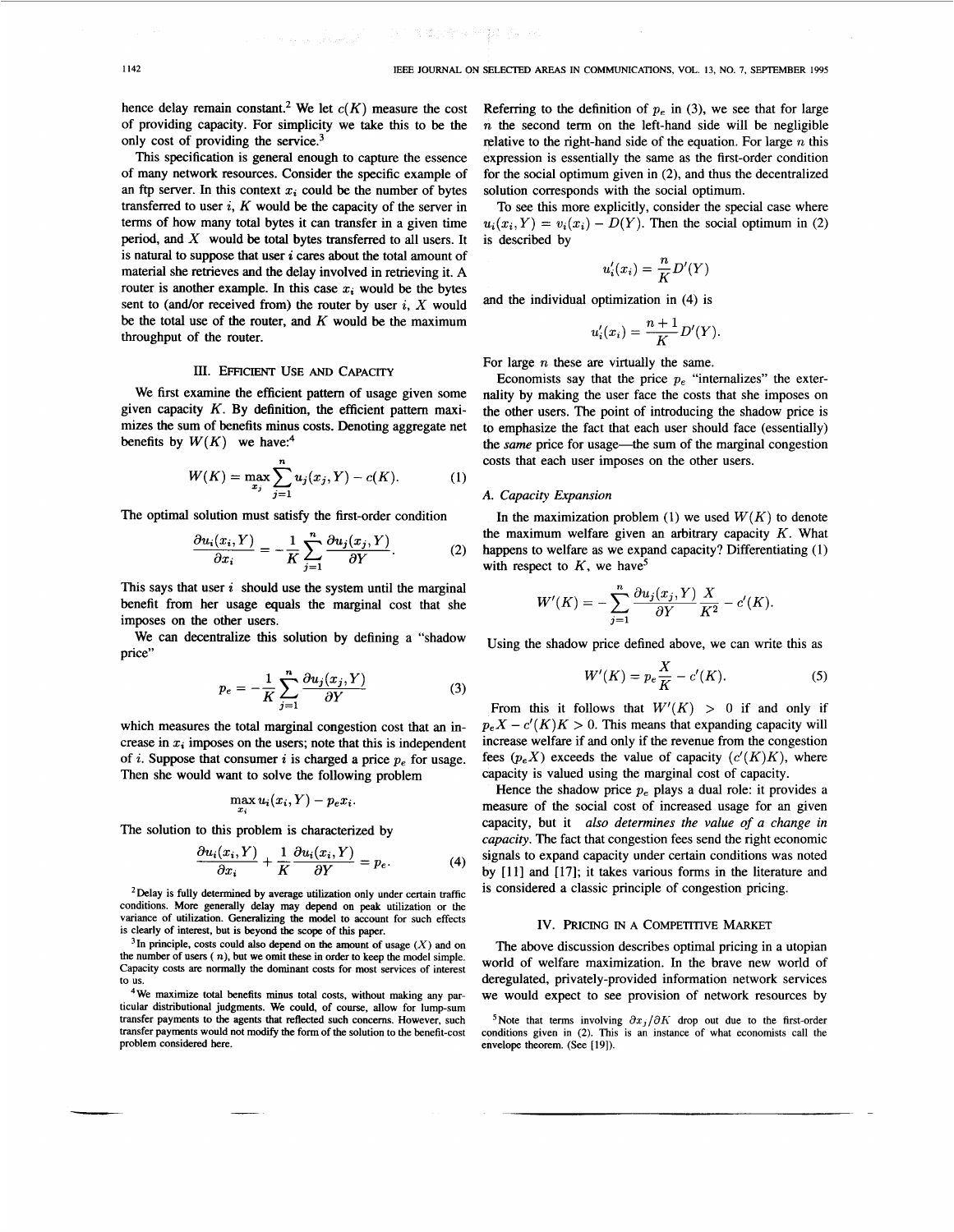hence delay remain constant.[2] We let $c(K)$ measure the cost of providing capacity. For simplicity we take this to be the only cost of providing the service.[3]

This specification is general enough to capture the essence of many network resources. Consider the specific example of an ftp server. In this context $x_i$ could be the number of bytes transferred to user $i$, $K$ would be the capacity of the server in terms of how many total bytes it can transfer in a given time period, and $X$ would be total bytes transferred to all users. It is natural to suppose that user $i$ cares about the total amount of material she retrieves and the delay involved in retrieving it. A router is another example. In this case $x_i$ would be the bytes sent to (and/or received from) the router by user $i$, $X$ would be the total use of the router, and $K$ would be the maximum throughput of the router.

## III. Efficient Use and Capacity

We first examine the efficient pattern of usage given some given capacity $K$. By definition, the efficient pattern maximizes the sum of benefits minus costs. Denoting aggregate net benefits by $W(K)$ we have:[4]

$$W(K) = \max_{x_j} \sum_{j=1}^{n} u_j(x_j, Y) - c(K). \tag{1}$$

The optimal solution must satisfy the first-order condition

$$\frac{\partial u_i(x_i, Y)}{\partial x_i} = -\frac{1}{K} \sum_{j=1}^{n} \frac{\partial u_j(x_j, Y)}{\partial Y}. \tag{2}$$

This says that user $i$ should use the system until the marginal benefit from her usage equals the marginal cost that she imposes on the other users.

We can decentralize this solution by defining a "shadow price"

$$p_e = -\frac{1}{K} \sum_{j=1}^{n} \frac{\partial u_j(x_j, Y)}{\partial Y} \tag{3}$$

which measures the total marginal congestion cost that an increase in $x_i$ imposes on the users; note that this is independent of $i$. Suppose that consumer $i$ is charged a price $p_e$ for usage. Then she would want to solve the following problem

$$\max_{x_i} u_i(x_i, Y) - p_e x_i.$$

The solution to this problem is characterized by

$$\frac{\partial u_i(x_i, Y)}{\partial x_i} + \frac{1}{K} \frac{\partial u_i(x_i, Y)}{\partial Y} = p_e. \tag{4}$$

Referring to the definition of $p_e$ in (3), we see that for large $n$ the second term on the left-hand side will be negligible relative to the right-hand side of the equation. For large $n$ this expression is essentially the same as the first-order condition for the social optimum given in (2), and thus the decentralized solution corresponds with the social optimum.

To see this more explicitly, consider the special case where $u_i(x_i, Y) = v_i(x_i) - D(Y)$. Then the social optimum in (2) is described by

$$u_i'(x_i) = \frac{n}{K} D'(Y)$$

and the individual optimization in (4) is

$$u_i'(x_i) = \frac{n+1}{K} D'(Y).$$

For large $n$ these are virtually the same.

Economists say that the price $p_e$ "internalizes" the externality by making the user face the costs that she imposes on the other users. The point of introducing the shadow price is to emphasize the fact that each user should face (essentially) the *same* price for usage—the sum of the marginal congestion costs that each user imposes on the other users.

### A. Capacity Expansion

In the maximization problem (1) we used $W(K)$ to denote the maximum welfare given an arbitrary capacity $K$. What happens to welfare as we expand capacity? Differentiating (1) with respect to $K$, we have[5]

$$W'(K) = -\sum_{j=1}^{n} \frac{\partial u_j(x_j, Y)}{\partial Y} \frac{X}{K^2} - c'(K).$$

Using the shadow price defined above, we can write this as

$$W'(K) = p_e \frac{X}{K} - c'(K). \tag{5}$$

From this it follows that $W'(K) > 0$ if and only if $p_e X - c'(K)K > 0$. This means that expanding capacity will increase welfare if and only if the revenue from the congestion fees ($p_e X$) exceeds the value of capacity ($c'(K)K$), where capacity is valued using the marginal cost of capacity.

Hence the shadow price $p_e$ plays a dual role: it provides a measure of the social cost of increased usage for an given capacity, but it *also determines the value of a change in capacity.* The fact that congestion fees send the right economic signals to expand capacity under certain conditions was noted by [11] and [17]; it takes various forms in the literature and is considered a classic principle of congestion pricing.

## IV. Pricing in a Competitive Market

The above discussion describes optimal pricing in a utopian world of welfare maximization. In the brave new world of deregulated, privately-provided information network services we would expect to see provision of network resources by

[2] Delay is fully determined by average utilization only under certain traffic conditions. More generally delay may depend on peak utilization or the variance of utilization. Generalizing the model to account for such effects is clearly of interest, but is beyond the scope of this paper.

[3] In principle, costs could also depend on the amount of usage ($X$) and on the number of users ($n$), but we omit these in order to keep the model simple. Capacity costs are normally the dominant costs for most services of interest to us.

[4] We maximize total benefits minus total costs, without making any particular distributional judgments. We could, of course, allow for lump-sum transfer payments to the agents that reflected such concerns. However, such transfer payments would not modify the form of the solution to the benefit-cost problem considered here.

[5] Note that terms involving $\partial x_j/\partial K$ drop out due to the first-order conditions given in (2). This is an instance of what economists call the envelope theorem. (See [19]).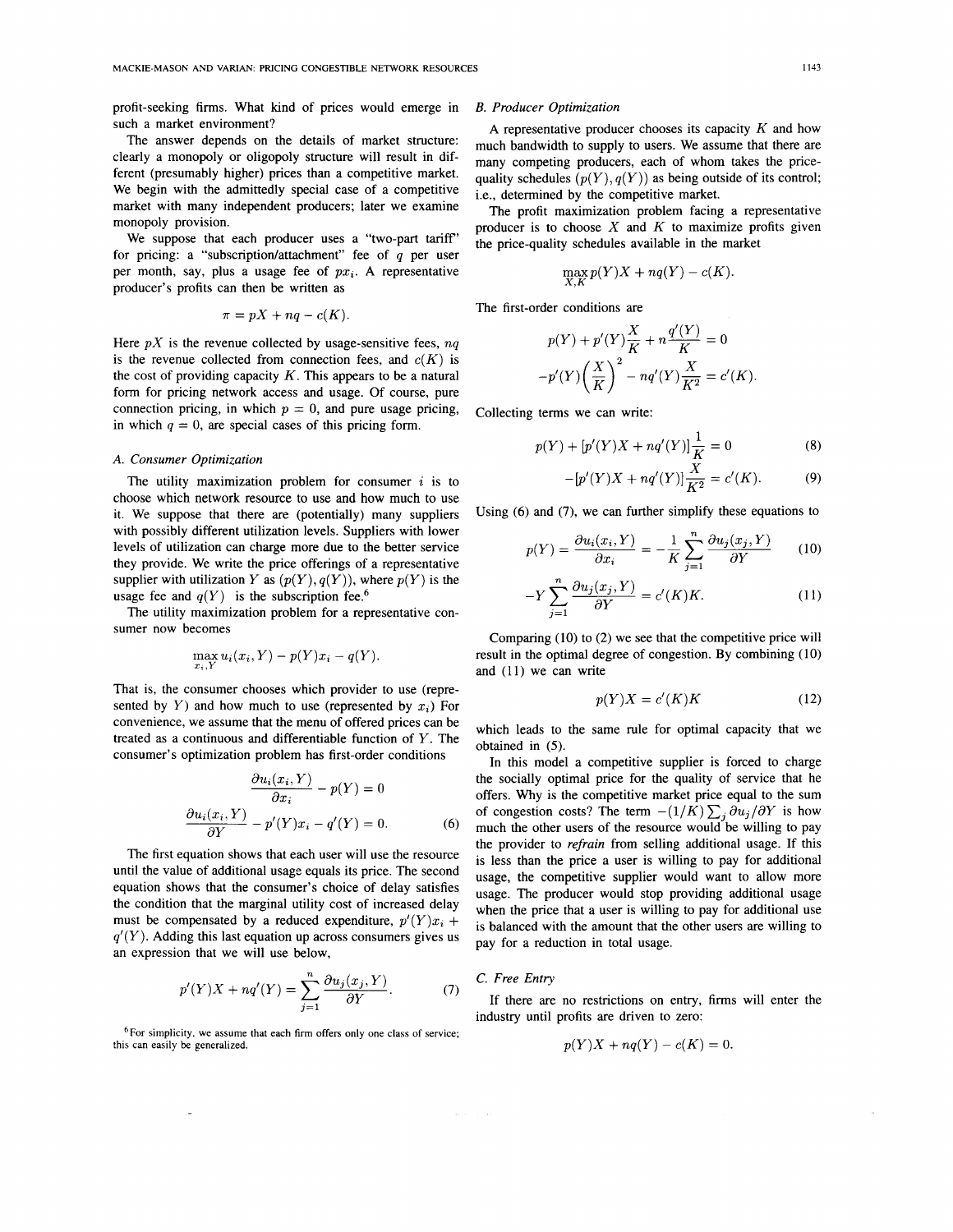profit-seeking firms. What kind of prices would emerge in such a market environment?

The answer depends on the details of market structure: clearly a monopoly or oligopoly structure will result in different (presumably higher) prices than a competitive market. We begin with the admittedly special case of a competitive market with many independent producers; later we examine monopoly provision.

We suppose that each producer uses a "two-part tariff" for pricing: a "subscription/attachment" fee of $q$ per user per month, say, plus a usage fee of $px_i$. A representative producer's profits can then be written as

$$\pi = pX + nq - c(K).$$

Here $pX$ is the revenue collected by usage-sensitive fees, $nq$ is the revenue collected from connection fees, and $c(K)$ is the cost of providing capacity $K$. This appears to be a natural form for pricing network access and usage. Of course, pure connection pricing, in which $p = 0$, and pure usage pricing, in which $q = 0$, are special cases of this pricing form.

### A. Consumer Optimization

The utility maximization problem for consumer $i$ is to choose which network resource to use and how much to use it. We suppose that there are (potentially) many suppliers with possibly different utilization levels. Suppliers with lower levels of utilization can charge more due to the better service they provide. We write the price offerings of a representative supplier with utilization $Y$ as $(p(Y), q(Y))$, where $p(Y)$ is the usage fee and $q(Y)$ is the subscription fee.[6]

The utility maximization problem for a representative consumer now becomes

$$\max_{x_i, Y} u_i(x_i, Y) - p(Y)x_i - q(Y).$$

That is, the consumer chooses which provider to use (represented by $Y$) and how much to use (represented by $x_i$) For convenience, we assume that the menu of offered prices can be treated as a continuous and differentiable function of $Y$. The consumer's optimization problem has first-order conditions

$$\frac{\partial u_i(x_i, Y)}{\partial x_i} - p(Y) = 0$$

$$\frac{\partial u_i(x_i, Y)}{\partial Y} - p'(Y)x_i - q'(Y) = 0. \tag{6}$$

The first equation shows that each user will use the resource until the value of additional usage equals its price. The second equation shows that the consumer's choice of delay satisfies the condition that the marginal utility cost of increased delay must be compensated by a reduced expenditure, $p'(Y)x_i + q'(Y)$. Adding this last equation up across consumers gives us an expression that we will use below,

$$p'(Y)X + nq'(Y) = \sum_{j=1}^{n} \frac{\partial u_j(x_j, Y)}{\partial Y}. \tag{7}$$

[6] For simplicity, we assume that each firm offers only one class of service; this can easily be generalized.

### B. Producer Optimization

A representative producer chooses its capacity $K$ and how much bandwidth to supply to users. We assume that there are many competing producers, each of whom takes the price-quality schedules $(p(Y), q(Y))$ as being outside of its control; i.e., determined by the competitive market.

The profit maximization problem facing a representative producer is to choose $X$ and $K$ to maximize profits given the price-quality schedules available in the market

$$\max_{X,K} p(Y)X + nq(Y) - c(K).$$

The first-order conditions are

$$p(Y) + p'(Y)\frac{X}{K} + n\frac{q'(Y)}{K} = 0$$

$$-p'(Y)\left(\frac{X}{K}\right)^2 - nq'(Y)\frac{X}{K^2} = c'(K).$$

Collecting terms we can write:

$$p(Y) + [p'(Y)X + nq'(Y)]\frac{1}{K} = 0 \tag{8}$$

$$-[p'(Y)X + nq'(Y)]\frac{X}{K^2} = c'(K). \tag{9}$$

Using (6) and (7), we can further simplify these equations to

$$p(Y) = \frac{\partial u_i(x_i, Y)}{\partial x_i} = -\frac{1}{K}\sum_{j=1}^{n} \frac{\partial u_j(x_j, Y)}{\partial Y} \tag{10}$$

$$-Y\sum_{j=1}^{n} \frac{\partial u_j(x_j, Y)}{\partial Y} = c'(K)K. \tag{11}$$

Comparing (10) to (2) we see that the competitive price will result in the optimal degree of congestion. By combining (10) and (11) we can write

$$p(Y)X = c'(K)K \tag{12}$$

which leads to the same rule for optimal capacity that we obtained in (5).

In this model a competitive supplier is forced to charge the socially optimal price for the quality of service that he offers. Why is the competitive market price equal to the sum of congestion costs? The term $-(1/K)\sum_j \partial u_j/\partial Y$ is how much the other users of the resource would be willing to pay the provider to *refrain* from selling additional usage. If this is less than the price a user is willing to pay for additional usage, the competitive supplier would want to allow more usage. The producer would stop providing additional usage when the price that a user is willing to pay for additional use is balanced with the amount that the other users are willing to pay for a reduction in total usage.

### C. Free Entry

If there are no restrictions on entry, firms will enter the industry until profits are driven to zero:

$$p(Y)X + nq(Y) - c(K) = 0.$$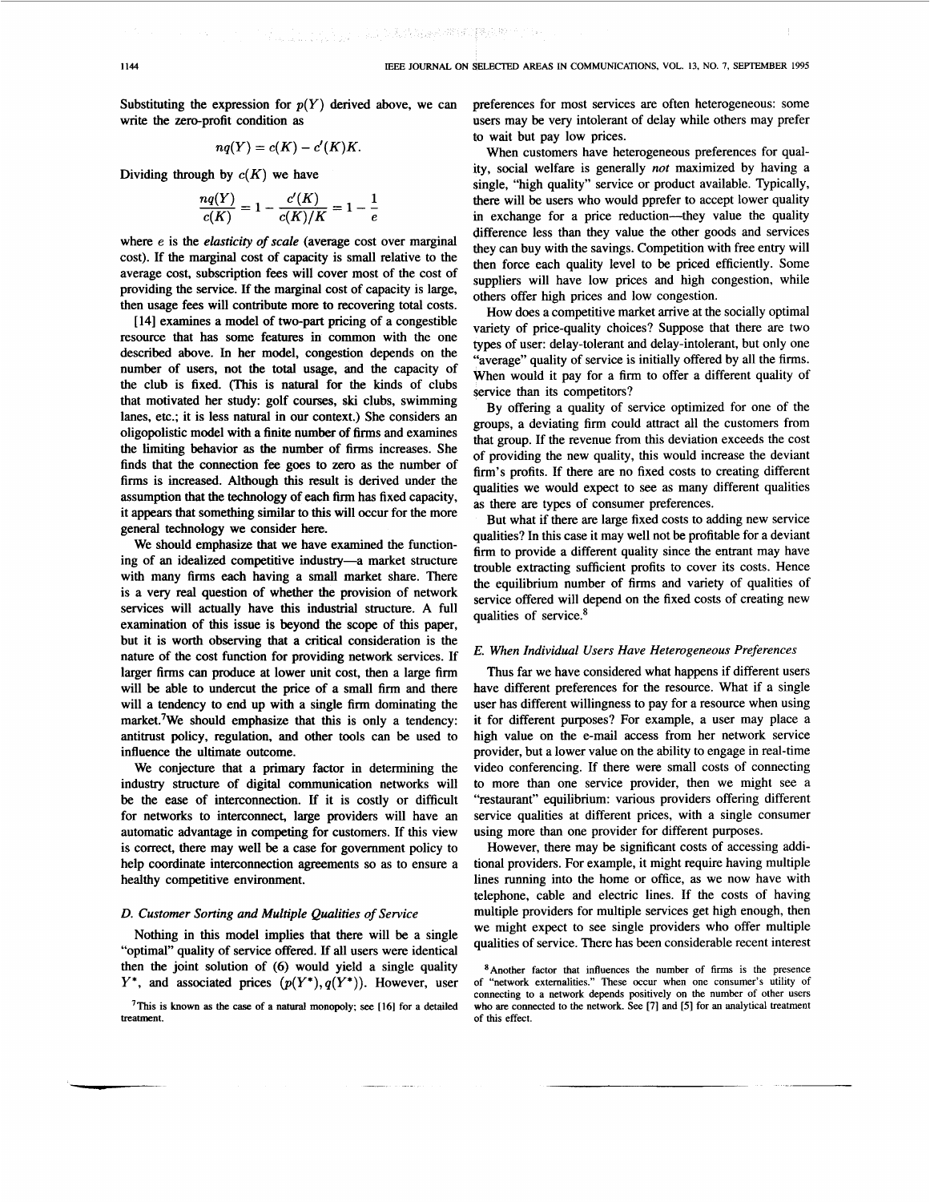Substituting the expression for $p(Y)$ derived above, we can write the zero-profit condition as

$$nq(Y) = c(K) - c'(K)K.$$

Dividing through by $c(K)$ we have

$$\frac{nq(Y)}{c(K)} = 1 - \frac{c'(K)}{c(K)/K} = 1 - \frac{1}{e}$$

where $e$ is the *elasticity of scale* (average cost over marginal cost). If the marginal cost of capacity is small relative to the average cost, subscription fees will cover most of the cost of providing the service. If the marginal cost of capacity is large, then usage fees will contribute more to recovering total costs.

[14] examines a model of two-part pricing of a congestible resource that has some features in common with the one described above. In her model, congestion depends on the number of users, not the total usage, and the capacity of the club is fixed. (This is natural for the kinds of clubs that motivated her study: golf courses, ski clubs, swimming lanes, etc.; it is less natural in our context.) She considers an oligopolistic model with a finite number of firms and examines the limiting behavior as the number of firms increases. She finds that the connection fee goes to zero as the number of firms is increased. Although this result is derived under the assumption that the technology of each firm has fixed capacity, it appears that something similar to this will occur for the more general technology we consider here.

We should emphasize that we have examined the functioning of an idealized competitive industry—a market structure with many firms each having a small market share. There is a very real question of whether the provision of network services will actually have this industrial structure. A full examination of this issue is beyond the scope of this paper, but it is worth observing that a critical consideration is the nature of the cost function for providing network services. If larger firms can produce at lower unit cost, then a large firm will be able to undercut the price of a small firm and there will be a tendency to end up with a single firm dominating the market.[7] We should emphasize that this is only a tendency: antitrust policy, regulation, and other tools can be used to influence the ultimate outcome.

We conjecture that a primary factor in determining the industry structure of digital communication networks will be the ease of interconnection. If it is costly or difficult for networks to interconnect, large providers will have an automatic advantage in competing for customers. If this view is correct, there may well be a case for government policy to help coordinate interconnection agreements so as to ensure a healthy competitive environment.

### D. Customer Sorting and Multiple Qualities of Service

Nothing in this model implies that there will be a single "optimal" quality of service offered. If all users were identical then the joint solution of (6) would yield a single quality $Y^*$, and associated prices $(p(Y^*), q(Y^*))$. However, user preferences for most services are often heterogeneous: some users may be very intolerant of delay while others may prefer to wait but pay low prices.

When customers have heterogeneous preferences for quality, social welfare is generally *not* maximized by having a single, "high quality" service or product available. Typically, there will be users who would pprefer to accept lower quality in exchange for a price reduction—they value the quality difference less than they value the other goods and services they can buy with the savings. Competition with free entry will then force each quality level to be priced efficiently. Some suppliers will have low prices and high congestion, while others offer high prices and low congestion.

How does a competitive market arrive at the socially optimal variety of price-quality choices? Suppose that there are two types of user: delay-tolerant and delay-intolerant, but only one "average" quality of service is initially offered by all the firms. When would it pay for a firm to offer a different quality of service than its competitors?

By offering a quality of service optimized for one of the groups, a deviating firm could attract all the customers from that group. If the revenue from this deviation exceeds the cost of providing the new quality, this would increase the deviant firm's profits. If there are no fixed costs to creating different qualities we would expect to see as many different qualities as there are types of consumer preferences.

But what if there are large fixed costs to adding new service qualities? In this case it may well not be profitable for a deviant firm to provide a different quality since the entrant may have trouble extracting sufficient profits to cover its costs. Hence the equilibrium number of firms and variety of qualities of service offered will depend on the fixed costs of creating new qualities of service.[8]

### E. When Individual Users Have Heterogeneous Preferences

Thus far we have considered what happens if different users have different preferences for the resource. What if a single user has different willingness to pay for a resource when using it for different purposes? For example, a user may place a high value on the e-mail access from her network service provider, but a lower value on the ability to engage in real-time video conferencing. If there were small costs of connecting to more than one service provider, then we might see a "restaurant" equilibrium: various providers offering different service qualities at different prices, with a single consumer using more than one provider for different purposes.

However, there may be significant costs of accessing additional providers. For example, it might require having multiple lines running into the home or office, as we now have with telephone, cable and electric lines. If the costs of having multiple providers for multiple services get high enough, then we might expect to see single providers who offer multiple qualities of service. There has been considerable recent interest

[7] This is known as the case of a natural monopoly; see [16] for a detailed treatment.

[8] Another factor that influences the number of firms is the presence of "network externalities." These occur when one consumer's utility of connecting to a network depends positively on the number of other users who are connected to the network. See [7] and [5] for an analytical treatment of this effect.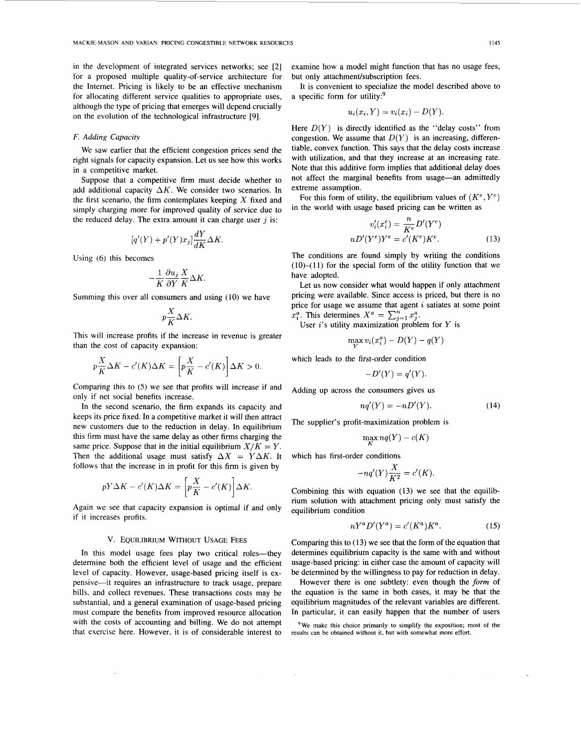in the development of integrated services networks; see [2] for a proposed multiple quality-of-service architecture for the Internet. Pricing is likely to be an effective mechanism for allocating different service qualities to appropriate uses, although the type of pricing that emerges will depend crucially on the evolution of the technological infrastructure [9].

### F. Adding Capacity

We saw earlier that the efficient congestion prices send the right signals for capacity expansion. Let us see how this works in a competitive market.

Suppose that a competitive firm must decide whether to add additional capacity $\Delta K$. We consider two scenarios. In the first scenario, the firm contemplates keeping $X$ fixed and simply charging more for improved quality of service due to the reduced delay. The extra amount it can charge user $j$ is:

$$[q'(Y) + p'(Y)x_j]\frac{dY}{dK}\Delta K.$$

Using (6) this becomes

$$-\frac{1}{K}\frac{\partial u_j}{\partial Y}\frac{X}{K}\Delta K.$$

Summing this over all consumers and using (10) we have

$$p\frac{X}{K}\Delta K.$$

This will increase profits if the increase in revenue is greater than the cost of capacity expansion:

$$p\frac{X}{K}\Delta K - c'(K)\Delta K = \left[p\frac{X}{K} - c'(K)\right]\Delta K > 0.$$

Comparing this to (5) we see that profits will increase if and only if net social benefits increase.

In the second scenario, the firm expands its capacity and keeps its price fixed. In a competitive market it will then attract new customers due to the reduction in delay. In equilibrium this firm must have the same delay as other firms charging the same price. Suppose that in the initial equilibrium $X/K = Y$. Then the additional usage must satisfy $\Delta X = Y\Delta K$. It follows that the increase in in profit for this firm is given by

$$pY\Delta K - c'(K)\Delta K = \left[p\frac{X}{K} - c'(K)\right]\Delta K.$$

Again we see that capacity expansion is optimal if and only if it increases profits.

## V. Equilibrium Without Usage Fees

In this model usage fees play two critical roles—they determine both the efficient level of usage and the efficient level of capacity. However, usage-based pricing itself is expensive—it requires an infrastructure to track usage, prepare bills, and collect revenues. These transactions costs may be substantial, and a general examination of usage-based pricing must compare the benefits from improved resource allocation with the costs of accounting and billing. We do not attempt that exercise here. However, it is of considerable interest to examine how a model might function that has no usage fees, but only attachment/subscription fees.

It is convenient to specialize the model described above to a specific form for utility:[9]

$$u_i(x_i, Y) = v_i(x_i) - D(Y).$$

Here $D(Y)$ is directly identified as the "delay costs" from congestion. We assume that $D(Y)$ is an increasing, differentiable, convex function. This says that the delay costs increase with utilization, and that they increase at an increasing rate. Note that this additive form implies that additional delay does not affect the marginal benefits from usage—an admittedly extreme assumption.

For this form of utility, the equilibrium values of $(K^e, Y^e)$ in the world with usage based pricing can be written as

$$v_i'(x_i^e) = \frac{n}{K^e}D'(Y^e)$$
$$nD'(Y^e)Y^e = c'(K^e)K^e. \tag{13}$$

The conditions are found simply by writing the conditions (10)–(11) for the special form of the utility function that we have adopted.

Let us now consider what would happen if only attachment pricing were available. Since access is priced, but there is no price for usage we assume that agent $i$ satiates at some point $x_i^a$. This determines $X^a = \sum_{j=1}^n x_j^a$.

User $i$'s utility maximization problem for $Y$ is

$$\max_Y v_i(x_i^a) - D(Y) - q(Y)$$

which leads to the first-order condition

$$-D'(Y) = q'(Y).$$

Adding up across the consumers gives us

$$nq'(Y) = -nD'(Y). \tag{14}$$

The supplier's profit-maximization problem is

$$\max_K nq(Y) - c(K)$$

which has first-order conditions

$$-nq'(Y)\frac{X}{K^2} = c'(K).$$

Combining this with equation (13) we see that the equilibrium solution with attachment pricing only must satisfy the equilibrium condition

$$nY^aD'(Y^a) = c'(K^a)K^a. \tag{15}$$

Comparing this to (13) we see that the form of the equation that determines equilibrium capacity is the same with and without usage-based pricing: in either case the amount of capacity will be determined by the willingness to pay for reduction in delay.

However there is one subtlety: even though the *form* of the equation is the same in both cases, it may be that the equilibrium magnitudes of the relevant variables are different. In particular, it can easily happen that the number of users

[9] We make this choice primarily to simplify the exposition; most of the results can be obtained without it, but with somewhat more effort.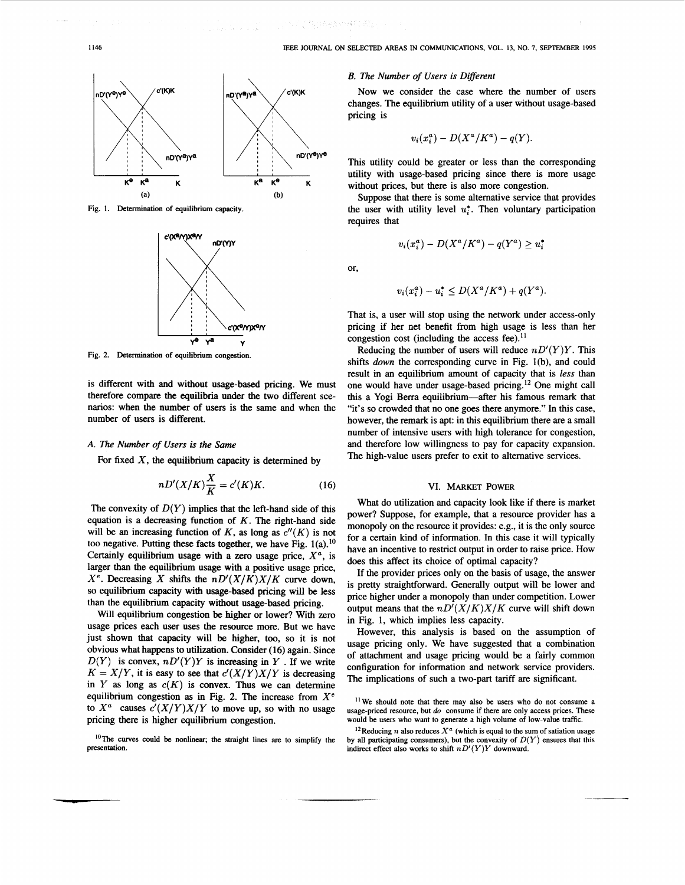Fig. 1. Determination of equilibrium capacity.

Fig. 2. Determination of equilibrium congestion.

is different with and without usage-based pricing. We must therefore compare the equilibria under the two different scenarios: when the number of users is the same and when the number of users is different.

### A. The Number of Users is the Same

For fixed $X$, the equilibrium capacity is determined by

$$nD'(X/K)\frac{X}{K} = c'(K)K. \tag{16}$$

The convexity of $D(Y)$ implies that the left-hand side of this equation is a decreasing function of $K$. The right-hand side will be an increasing function of $K$, as long as $c''(K)$ is not too negative. Putting these facts together, we have Fig. 1(a).[10] Certainly equilibrium usage with a zero usage price, $X^a$, is larger than the equilibrium usage with a positive usage price, $X^e$. Decreasing $X$ shifts the $nD'(X/K)X/K$ curve down, so equilibrium capacity with usage-based pricing will be less than the equilibrium capacity without usage-based pricing.

Will equilibrium congestion be higher or lower? With zero usage prices each user uses the resource more. But we have just shown that capacity will be higher, too, so it is not obvious what happens to utilization. Consider (16) again. Since $D(Y)$ is convex, $nD'(Y)Y$ is increasing in $Y$. If we write $K = X/Y$, it is easy to see that $c'(X/Y)X/Y$ is decreasing in $Y$ as long as $c(K)$ is convex. Thus we can determine equilibrium congestion as in Fig. 2. The increase from $X^e$ to $X^a$ causes $c'(X/Y)X/Y$ to move up, so with no usage pricing there is higher equilibrium congestion.

### B. The Number of Users is Different

Now we consider the case where the number of users changes. The equilibrium utility of a user without usage-based pricing is

$$v_i(x_i^a) - D(X^a/K^a) - q(Y).$$

This utility could be greater or less than the corresponding utility with usage-based pricing since there is more usage without prices, but there is also more congestion.

Suppose that there is some alternative service that provides the user with utility level $u_i^*$. Then voluntary participation requires that

$$v_i(x_i^a) - D(X^a/K^a) - q(Y^a) \geq u_i^*$$

or,

$$v_i(x_i^a) - u_i^* \leq D(X^a/K^a) + q(Y^a).$$

That is, a user will stop using the network under access-only pricing if her net benefit from high usage is less than her congestion cost (including the access fee).[11]

Reducing the number of users will reduce $nD'(Y)Y$. This shifts *down* the corresponding curve in Fig. 1(b), and could result in an equilibrium amount of capacity that is *less* than one would have under usage-based pricing.[12] One might call this a Yogi Berra equilibrium—after his famous remark that "it's so crowded that no one goes there anymore." In this case, however, the remark is apt: in this equilibrium there are a small number of intensive users with high tolerance for congestion, and therefore low willingness to pay for capacity expansion. The high-value users prefer to exit to alternative services.

## VI. Market Power

What do utilization and capacity look like if there is market power? Suppose, for example, that a resource provider has a monopoly on the resource it provides: e.g., it is the only source for a certain kind of information. In this case it will typically have an incentive to restrict output in order to raise price. How does this affect its choice of optimal capacity?

If the provider prices only on the basis of usage, the answer is pretty straightforward. Generally output will be lower and price higher under a monopoly than under competition. Lower output means that the $nD'(X/K)X/K$ curve will shift down in Fig. 1, which implies less capacity.

However, this analysis is based on the assumption of usage pricing only. We have suggested that a combination of attachment and usage pricing would be a fairly common configuration for information and network service providers. The implications of such a two-part tariff are significant.

[10] The curves could be nonlinear; the straight lines are to simplify the presentation.

[11] We should note that there may also be users who do not consume a usage-priced resource, but *do* consume if there are only access prices. These would be users who want to generate a high volume of low-value traffic.

[12] Reducing $n$ also reduces $X^a$ (which is equal to the sum of satiation usage by all participating consumers), but the convexity of $D(Y)$ ensures that this indirect effect also works to shift $nD'(Y)Y$ downward.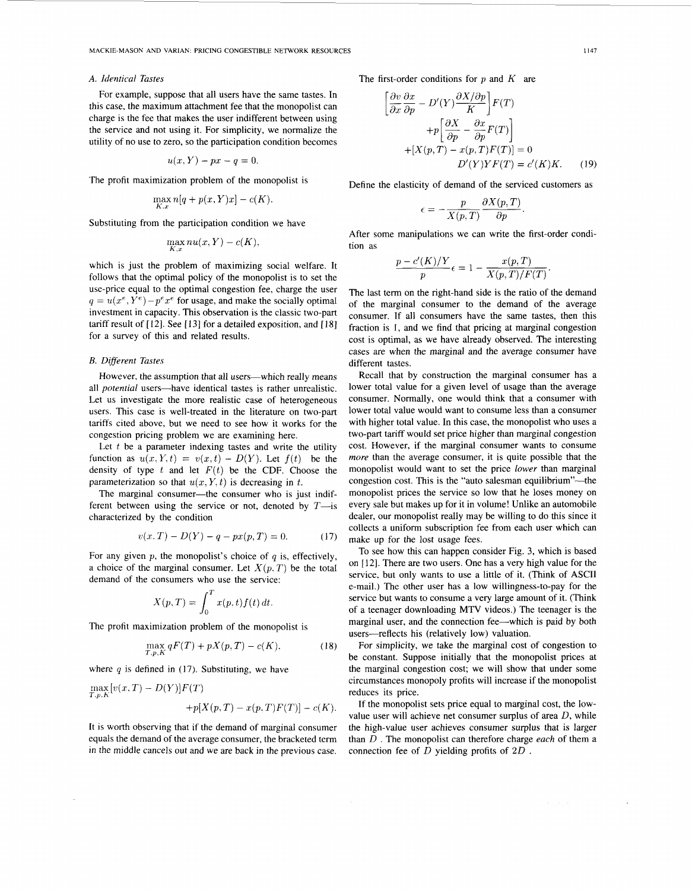### A. Identical Tastes

For example, suppose that all users have the same tastes. In this case, the maximum attachment fee that the monopolist can charge is the fee that makes the user indifferent between using the service and not using it. For simplicity, we normalize the utility of no use to zero, so the participation condition becomes

$$u(x, Y) - px - q = 0.$$

The profit maximization problem of the monopolist is

$$\max_{K, x} n[q + p(x, Y)x] - c(K).$$

Substituting from the participation condition we have

$$\max_{K, x} nu(x, Y) - c(K),$$

which is just the problem of maximizing social welfare. It follows that the optimal policy of the monopolist is to set the use-price equal to the optimal congestion fee, charge the user $q = u(x^e, Y^e) - p^e x^e$ for usage, and make the socially optimal investment in capacity. This observation is the classic two-part tariff result of [12]. See [13] for a detailed exposition, and [18] for a survey of this and related results.

### B. Different Tastes

However, the assumption that all users—which really means all *potential* users—have identical tastes is rather unrealistic. Let us investigate the more realistic case of heterogeneous users. This case is well-treated in the literature on two-part tariffs cited above, but we need to see how it works for the congestion pricing problem we are examining here.

Let $t$ be a parameter indexing tastes and write the utility function as $u(x, Y, t) = v(x, t) - D(Y)$. Let $f(t)$ be the density of type $t$ and let $F(t)$ be the CDF. Choose the parameterization so that $u(x, Y, t)$ is decreasing in $t$.

The marginal consumer—the consumer who is just indifferent between using the service or not, denoted by $T$—is characterized by the condition

$$v(x, T) - D(Y) - q - px(p, T) = 0. \tag{17}$$

For any given $p$, the monopolist's choice of $q$ is, effectively, a choice of the marginal consumer. Let $X(p, T)$ be the total demand of the consumers who use the service:

$$X(p, T) = \int_0^T x(p, t) f(t)\, dt.$$

The profit maximization problem of the monopolist is

$$\max_{T, p, K} qF(T) + pX(p, T) - c(K). \tag{18}$$

where $q$ is defined in (17). Substituting, we have

$$\max_{T, p, K} [v(x, T) - D(Y)]F(T) + p[X(p, T) - x(p, T)F(T)] - c(K).$$

It is worth observing that if the demand of marginal consumer equals the demand of the average consumer, the bracketed term in the middle cancels out and we are back in the previous case.

The first-order conditions for $p$ and $K$ are

$$\begin{gathered}\left[\frac{\partial v}{\partial x}\frac{\partial x}{\partial p} - D'(Y)\frac{\partial X/\partial p}{K}\right]F(T) \\ + p\left[\frac{\partial X}{\partial p} - \frac{\partial x}{\partial p}F(T)\right] \\ + [X(p, T) - x(p, T)F(T)] = 0 \\ D'(Y)YF(T) = c'(K)K. \end{gathered} \tag{19}$$

Define the elasticity of demand of the serviced customers as

$$\epsilon = -\frac{p}{X(p, T)}\frac{\partial X(p, T)}{\partial p}.$$

After some manipulations we can write the first-order condition as

$$\frac{p - c'(K)/Y}{p}\epsilon = 1 - \frac{x(p, T)}{X(p, T)/F(T)}.$$

The last term on the right-hand side is the ratio of the demand of the marginal consumer to the demand of the average consumer. If all consumers have the same tastes, then this fraction is 1, and we find that pricing at marginal congestion cost is optimal, as we have already observed. The interesting cases are when the marginal and the average consumer have different tastes.

Recall that by construction the marginal consumer has a lower total value for a given level of usage than the average consumer. Normally, one would think that a consumer with lower total value would want to consume less than a consumer with higher total value. In this case, the monopolist who uses a two-part tariff would set price higher than marginal congestion cost. However, if the marginal consumer wants to consume *more* than the average consumer, it is quite possible that the monopolist would want to set the price *lower* than marginal congestion cost. This is the "auto salesman equilibrium"—the monopolist prices the service so low that he loses money on every sale but makes up for it in volume! Unlike an automobile dealer, our monopolist really may be willing to do this since it collects a uniform subscription fee from each user which can make up for the lost usage fees.

To see how this can happen consider Fig. 3, which is based on [12]. There are two users. One has a very high value for the service, but only wants to use a little of it. (Think of ASCII e-mail.) The other user has a low willingness-to-pay for the service but wants to consume a very large amount of it. (Think of a teenager downloading MTV videos.) The teenager is the marginal user, and the connection fee—which is paid by both users—reflects his (relatively low) valuation.

For simplicity, we take the marginal cost of congestion to be constant. Suppose initially that the monopolist prices at the marginal congestion cost; we will show that under some circumstances monopoly profits will increase if the monopolist reduces its price.

If the monopolist sets price equal to marginal cost, the low-value user will achieve net consumer surplus of area $D$, while the high-value user achieves consumer surplus that is larger than $D$. The monopolist can therefore charge *each* of them a connection fee of $D$ yielding profits of $2D$.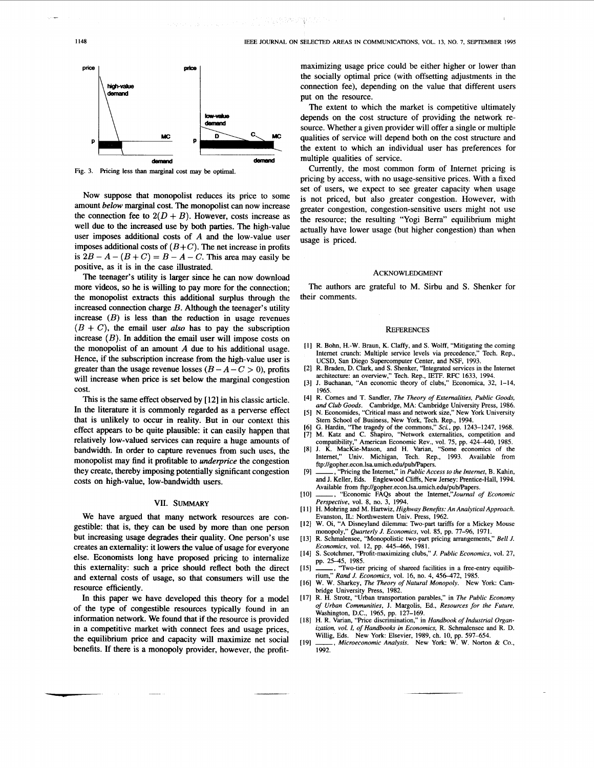Fig. 3. Pricing less than marginal cost may be optimal.

Now suppose that monopolist reduces its price to some amount *below* marginal cost. The monopolist can now increase the connection fee to $2(D + B)$. However, costs increase as well due to the increased use by both parties. The high-value user imposes additional costs of $A$ and the low-value user imposes additional costs of $(B+C)$. The net increase in profits is $2B - A - (B + C) = B - A - C$. This area may easily be positive, as it is in the case illustrated.

The teenager's utility is larger since he can now download more videos, so he is willing to pay more for the connection; the monopolist extracts this additional surplus through the increased connection charge $B$. Although the teenager's utility increase $(B)$ is less than the reduction in usage revenues $(B + C)$, the email user *also* has to pay the subscription increase $(B)$. In addition the email user will impose costs on the monopolist of an amount $A$ due to his additional usage. Hence, if the subscription increase from the high-value user is greater than the usage revenue losses $(B - A - C > 0)$, profits will increase when price is set below the marginal congestion cost.

This is the same effect observed by [12] in his classic article. In the literature it is commonly regarded as a perverse effect that is unlikely to occur in reality. But in our context this effect appears to be quite plausible: it can easily happen that relatively low-valued services can require a huge amounts of bandwidth. In order to capture revenues from such uses, the monopolist may find it profitable to *underprice* the congestion they create, thereby imposing potentially significant congestion costs on high-value, low-bandwidth users.

## VII. Summary

We have argued that many network resources are congestible: that is, they can be used by more than one person but increasing usage degrades their quality. One person's use creates an externality: it lowers the value of usage for everyone else. Economists long have proposed pricing to internalize this externality: such a price should reflect both the direct and external costs of usage, so that consumers will use the resource efficiently.

In this paper we have developed this theory for a model of the type of congestible resources typically found in an information network. We found that if the resource is provided in a competitive market with connect fees and usage prices, the equilibrium price and capacity will maximize net social benefits. If there is a monopoly provider, however, the profit-maximizing usage price could be either higher or lower than the socially optimal price (with offsetting adjustments in the connection fee), depending on the value that different users put on the resource.

The extent to which the market is competitive ultimately depends on the cost structure of providing the network resource. Whether a given provider will offer a single or multiple qualities of service will depend both on the cost structure and the extent to which an individual user has preferences for multiple qualities of service.

Currently, the most common form of Internet pricing is pricing by access, with no usage-sensitive prices. With a fixed set of users, we expect to see greater capacity when usage is not priced, but also greater congestion. However, with greater congestion, congestion-sensitive users might not use the resource; the resulting "Yogi Berra" equilibrium might actually have lower usage (but higher congestion) than when usage is priced.

## Acknowledgment

The authors are grateful to M. Sirbu and S. Shenker for their comments.

## References

[1] R. Bohn, H.-W. Braun, K. Claffy, and S. Wolff, "Mitigating the coming Internet crunch: Multiple service levels via precedence," Tech. Rep., UCSD, San Diego Supercomputer Center, and NSF, 1993.

[2] R. Braden, D. Clark, and S. Shenker, "Integrated services in the Internet architecture: an overview," Tech. Rep., IETF. RFC 1633, 1994.

[3] J. Buchanan, "An economic theory of clubs," Economica, 32, 1–14, 1965.

[4] R. Cornes and T. Sandler, *The Theory of Externalities, Public Goods, and Club Goods*. Cambridge, MA: Cambridge University Press, 1986.

[5] N. Economides, "Critical mass and network size," New York University Stern School of Business, New York, Tech. Rep., 1994.

[6] G. Hardin, "The tragedy of the commons," *Sci.*, pp. 1243–1247, 1968.

[7] M. Katz and C. Shapiro, "Network externalities, competition and compatibility," American Economic Rev., vol. 75, pp. 424–440, 1985.

[8] J. K. MacKie-Mason, and H. Varian, "Some economics of the Internet," Univ. Michigan, Tech. Rep., 1993. Available from ftp://gopher.econ.lsa.umich.edu/pub/Papers.

[9] ——, "Pricing the Internet," in *Public Access to the Internet*, B. Kahin, and J. Keller, Eds. Englewood Cliffs, New Jersey: Prentice-Hall, 1994. Available from ftp://gopher.econ.lsa.umich.edu/pub/Papers.

[10] ——, "Economic FAQs about the Internet,"*Journal of Economic Perspective*, vol. 8, no. 3, 1994.

[11] H. Mohring and M. Hartwiz, *Highway Benefits: An Analytical Approach*. Evanston, IL: Northwestern Univ. Press, 1962.

[12] W. Oi, "A Disneyland dilemma: Two-part tariffs for a Mickey Mouse monopoly," *Quarterly J. Economics*, vol. 85, pp. 77–96, 1971.

[13] R. Schmalensee, "Monopolistic two-part pricing arrangements," *Bell J. Economics*, vol. 12, pp. 445–466, 1981.

[14] S. Scotchmer, "Profit-maximizing clubs," *J. Public Economics*, vol. 27, pp. 25–45, 1985.

[15] ——, "Two-tier pricing of shareed facilities in a free-entry equilibrium," *Rand J. Economics*, vol. 16, no. 4, 456–472, 1985.

[16] W. W. Sharkey, *The Theory of Natural Monopoly*. New York: Cambridge University Press, 1982.

[17] R. H. Strotz, "Urban transportation parables," in *The Public Economy of Urban Communities*, J. Margolis, Ed., *Resources for the Future*, Washington, D.C., 1965, pp. 127–169.

[18] H. R. Varian, "Price discrimination," in *Handbook of Industrial Organization, vol. I, of Handbooks in Economics*, R. Schmalensee and R. D. Willig, Eds. New York: Elsevier, 1989, ch. 10, pp. 597–654.

[19] ——, *Microeconomic Analysis*. New York: W. W. Norton & Co., 1992.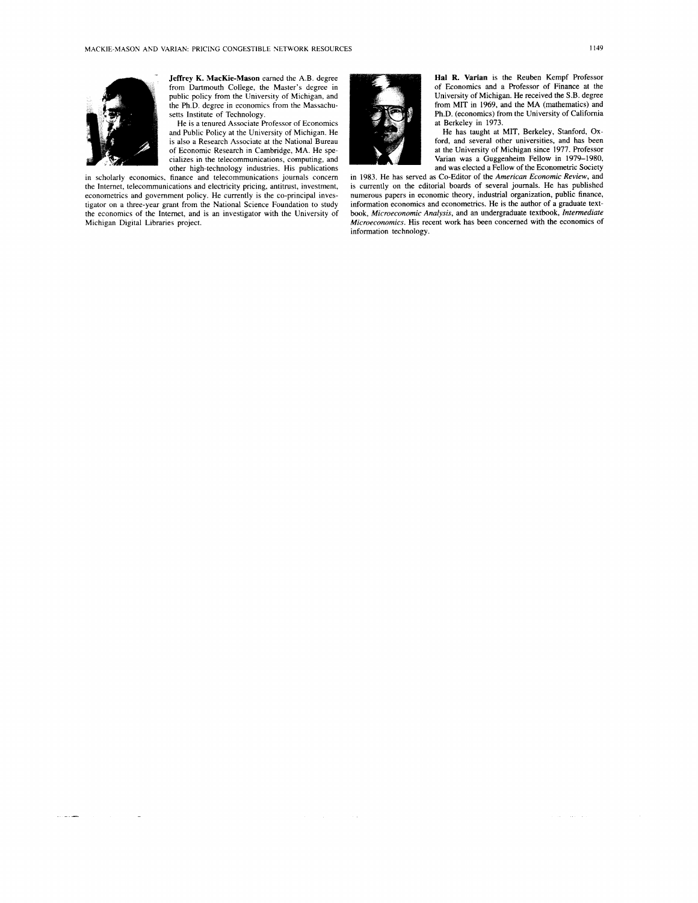**Jeffrey K. MacKie-Mason** earned the A.B. degree from Dartmouth College, the Master's degree in public policy from the University of Michigan, and the Ph.D. degree in economics from the Massachusetts Institute of Technology.

He is a tenured Associate Professor of Economics and Public Policy at the University of Michigan. He is also a Research Associate at the National Bureau of Economic Research in Cambridge, MA. He specializes in the telecommunications, computing, and other high-technology industries. His publications in scholarly economics, finance and telecommunications journals concern the Internet, telecommunications and electricity pricing, antitrust, investment, econometrics and government policy. He currently is the co-principal investigator on a three-year grant from the National Science Foundation to study the economics of the Internet, and is an investigator with the University of Michigan Digital Libraries project.

**Hal R. Varian** is the Reuben Kempf Professor of Economics and a Professor of Finance at the University of Michigan. He received the S.B. degree from MIT in 1969, and the MA (mathematics) and Ph.D. (economics) from the University of California at Berkeley in 1973.

He has taught at MIT, Berkeley, Stanford, Oxford, and several other universities, and has been at the University of Michigan since 1977. Professor Varian was a Guggenheim Fellow in 1979–1980, and was elected a Fellow of the Econometric Society in 1983. He has served as Co-Editor of the *American Economic Review*, and is currently on the editorial boards of several journals. He has published numerous papers in economic theory, industrial organization, public finance, information economics and econometrics. He is the author of a graduate textbook, *Microeconomic Analysis*, and an undergraduate textbook, *Intermediate Microeconomics*. His recent work has been concerned with the economics of information technology.